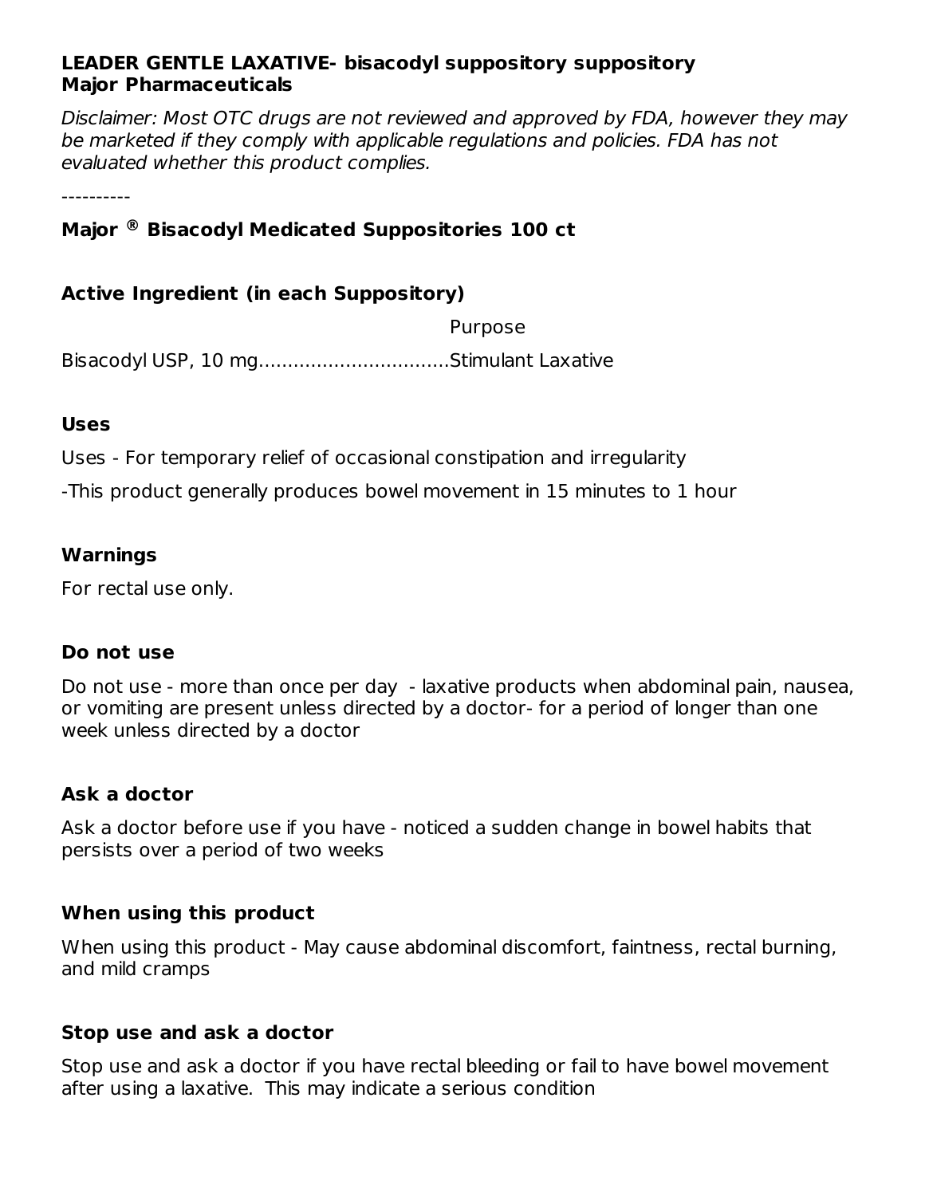**LEADER GENTLE LAXATIVE- bisacodyl suppository suppository**
**Major Pharmaceuticals**

*Disclaimer: Most OTC drugs are not reviewed and approved by FDA, however they may be marketed if they comply with applicable regulations and policies. FDA has not evaluated whether this product complies.*

----------

## Major ® Bisacodyl Medicated Suppositories 100 ct

### Active Ingredient (in each Suppository)

Purpose

Bisacodyl USP, 10 mg.................................Stimulant Laxative

### Uses

Uses - For temporary relief of occasional constipation and irregularity

-This product generally produces bowel movement in 15 minutes to 1 hour

### Warnings

For rectal use only.

### Do not use

Do not use - more than once per day - laxative products when abdominal pain, nausea, or vomiting are present unless directed by a doctor- for a period of longer than one week unless directed by a doctor

### Ask a doctor

Ask a doctor before use if you have - noticed a sudden change in bowel habits that persists over a period of two weeks

### When using this product

When using this product - May cause abdominal discomfort, faintness, rectal burning, and mild cramps

### Stop use and ask a doctor

Stop use and ask a doctor if you have rectal bleeding or fail to have bowel movement after using a laxative. This may indicate a serious condition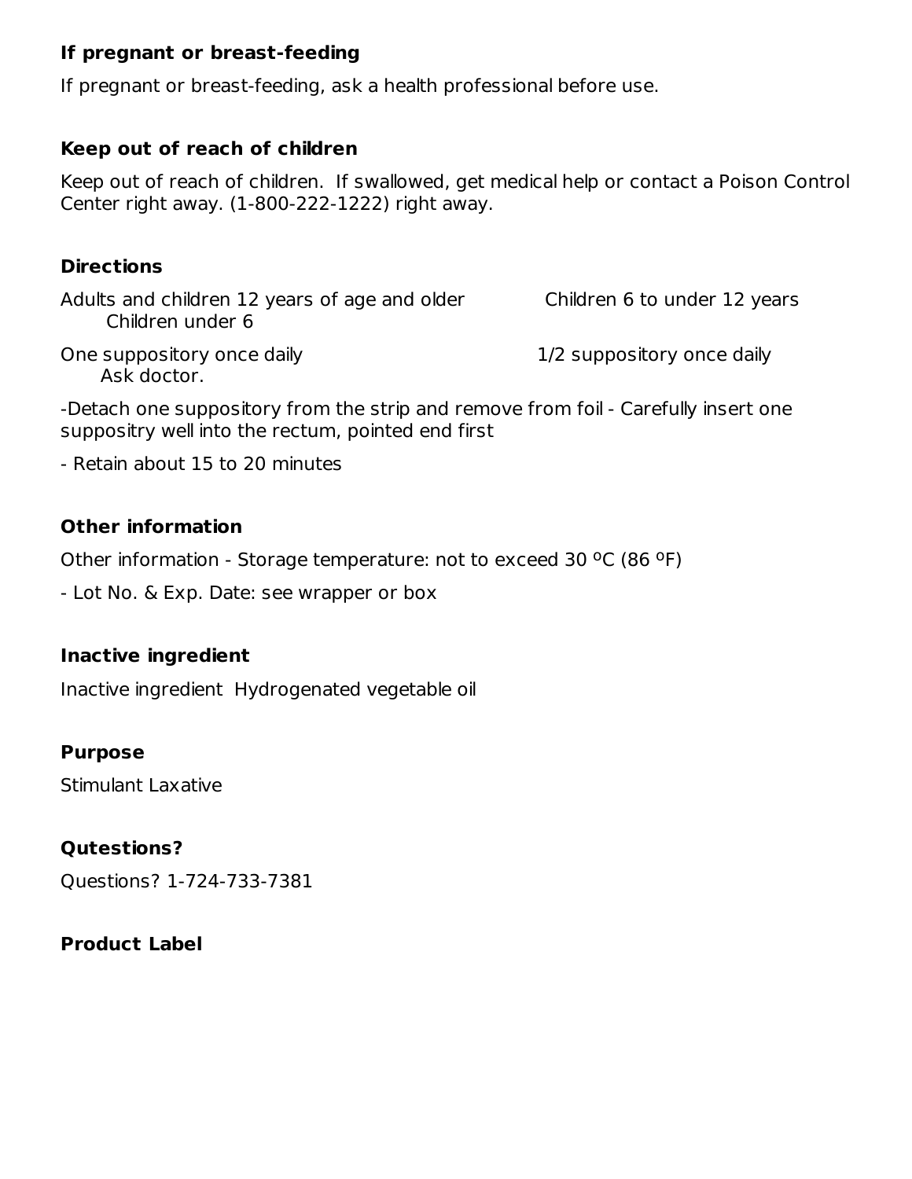### If pregnant or breast-feeding

If pregnant or breast-feeding, ask a health professional before use.

### Keep out of reach of children

Keep out of reach of children. If swallowed, get medical help or contact a Poison Control Center right away. (1-800-222-1222) right away.

### Directions

| Adults and children 12 years of age and older | Children 6 to under 12 years | Children under 6 |
| --- | --- | --- |
| One suppository once daily | 1/2 suppository once daily | Ask doctor. |

-Detach one suppository from the strip and remove from foil - Carefully insert one suppositry well into the rectum, pointed end first

- Retain about 15 to 20 minutes

### Other information

Other information - Storage temperature: not to exceed 30 ºC (86 ºF)

- Lot No. & Exp. Date: see wrapper or box

### Inactive ingredient

Inactive ingredient Hydrogenated vegetable oil

### Purpose

Stimulant Laxative

### Qutestions?

Questions? 1-724-733-7381

### Product Label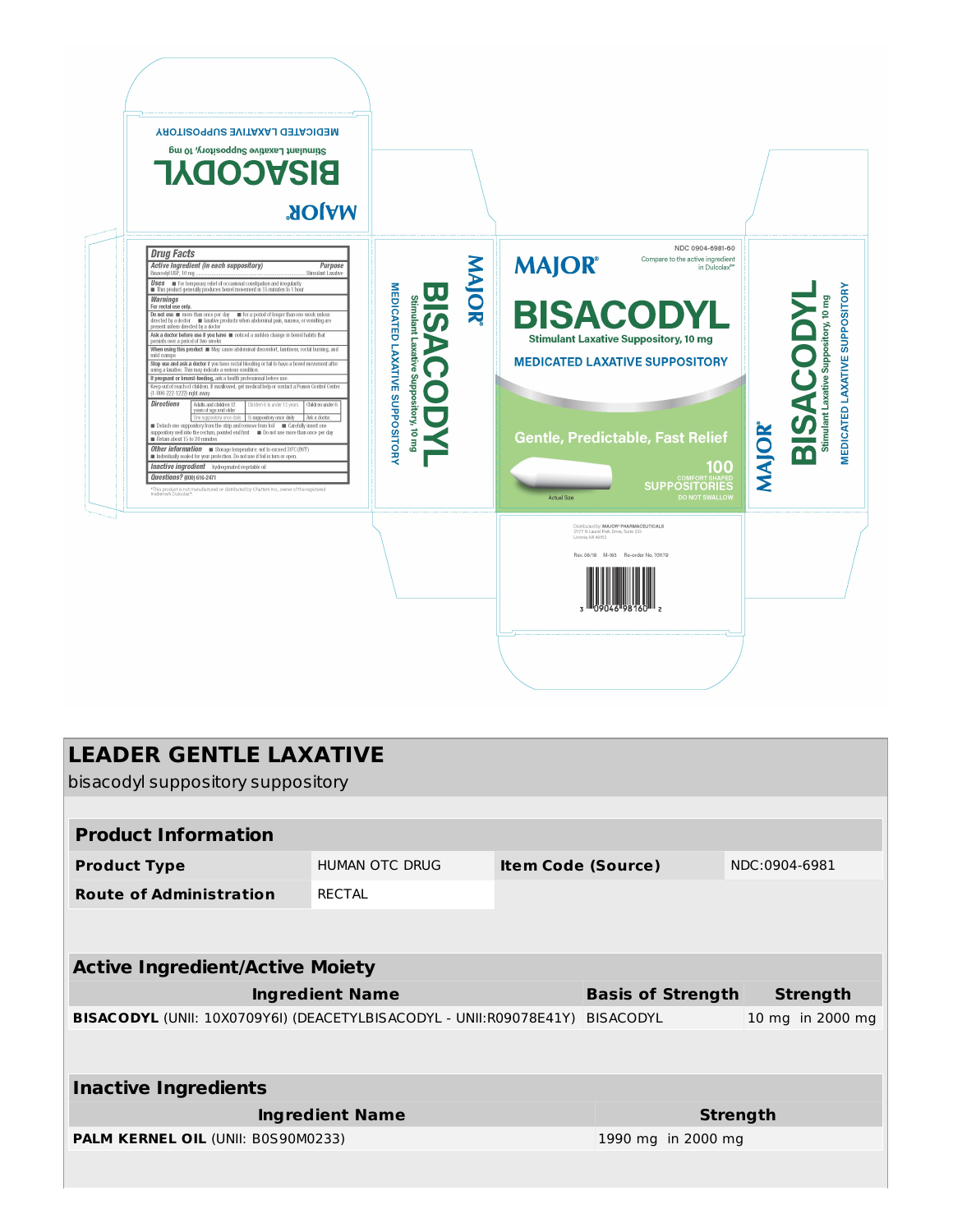MAJOR®

# BISACODYL

Stimulant Laxative Suppository, 10 mg

MEDICATED LAXATIVE SUPPOSITORY

**Drug Facts**

| Active ingredient (in each suppository) | Purpose |
|---|---|
| Bisacodyl USP, 10 mg | Stimulant Laxative |

**Uses** ■ For temporary relief of occasional constipation and irregularity ■ This product generally produces bowel movement in 15 minutes to 1 hour

**Warnings**
For rectal use only.

**Do not use** ■ more than once per day ■ for a period of longer than one week unless directed by a doctor ■ laxative products when abdominal pain, nausea, or vomiting are present unless directed by a doctor

**Ask a doctor before use if you have** ■ noticed a sudden change in bowel habits that persists over a period of two weeks

**When using this product** ■ May cause abdominal discomfort, faintness, rectal burning, and mild cramps

**Stop use and ask a doctor** if you have rectal bleeding or fail to have a bowel movement after using a laxative. This may indicate a serious condition.

**If pregnant or breast-feeding,** ask a health professional before use.

Keep out of reach of children. If swallowed, get medical help or contact a Poison Control Center (1-800-222-1222) right away.

**Directions**

| Adults and children 12 years of age and older | Children 6 to under 12 years | Children under 6 |
|---|---|---|
| One suppository once daily | ½ suppository once daily | Ask a doctor |

■ Detach one suppository from the strip and remove from foil ■ Carefully insert one suppository well into the rectum, pointed end first ■ Do not use more than once per day ■ Retain about 15 to 20 minutes

**Other information** ■ Storage temperature: not to exceed 30°C (86°F) ■ Individually sealed for your protection. Do not use if foil is torn or open.

**Inactive ingredient** hydrogenated vegetable oil

**Questions?** (800) 616-2471

*This product is not manufactured or distributed by Chattem Inc., owner of the registered trademark Dulcolax®.

NDC 0904-6981-60

Compare to the active ingredient in Dulcolax®*

Gentle, Predictable, Fast Relief

100 COMFORT SHAPED SUPPOSITORIES

DO NOT SWALLOW

Actual Size

Distributed by: MAJOR® PHARMACEUTICALS
17177 N Laurel Park Drive, Suite 233
Livonia, MI 48152

Rev. 06/19 M-163 Re-order No. 701179

3 09046 98160 2

## LEADER GENTLE LAXATIVE

bisacodyl suppository suppository

| Product Information | | | |
|---|---|---|---|
| **Product Type** | HUMAN OTC DRUG | **Item Code (Source)** | NDC:0904-6981 |
| **Route of Administration** | RECTAL | | |

| Active Ingredient/Active Moiety | | |
|---|---|---|
| **Ingredient Name** | **Basis of Strength** | **Strength** |
| **BISACODYL** (UNII: 10X0709Y6I) (DEACETYLBISACODYL - UNII:R09078E41Y) | BISACODYL | 10 mg in 2000 mg |

| Inactive Ingredients | |
|---|---|
| **Ingredient Name** | **Strength** |
| **PALM KERNEL OIL** (UNII: B0S90M0233) | 1990 mg in 2000 mg |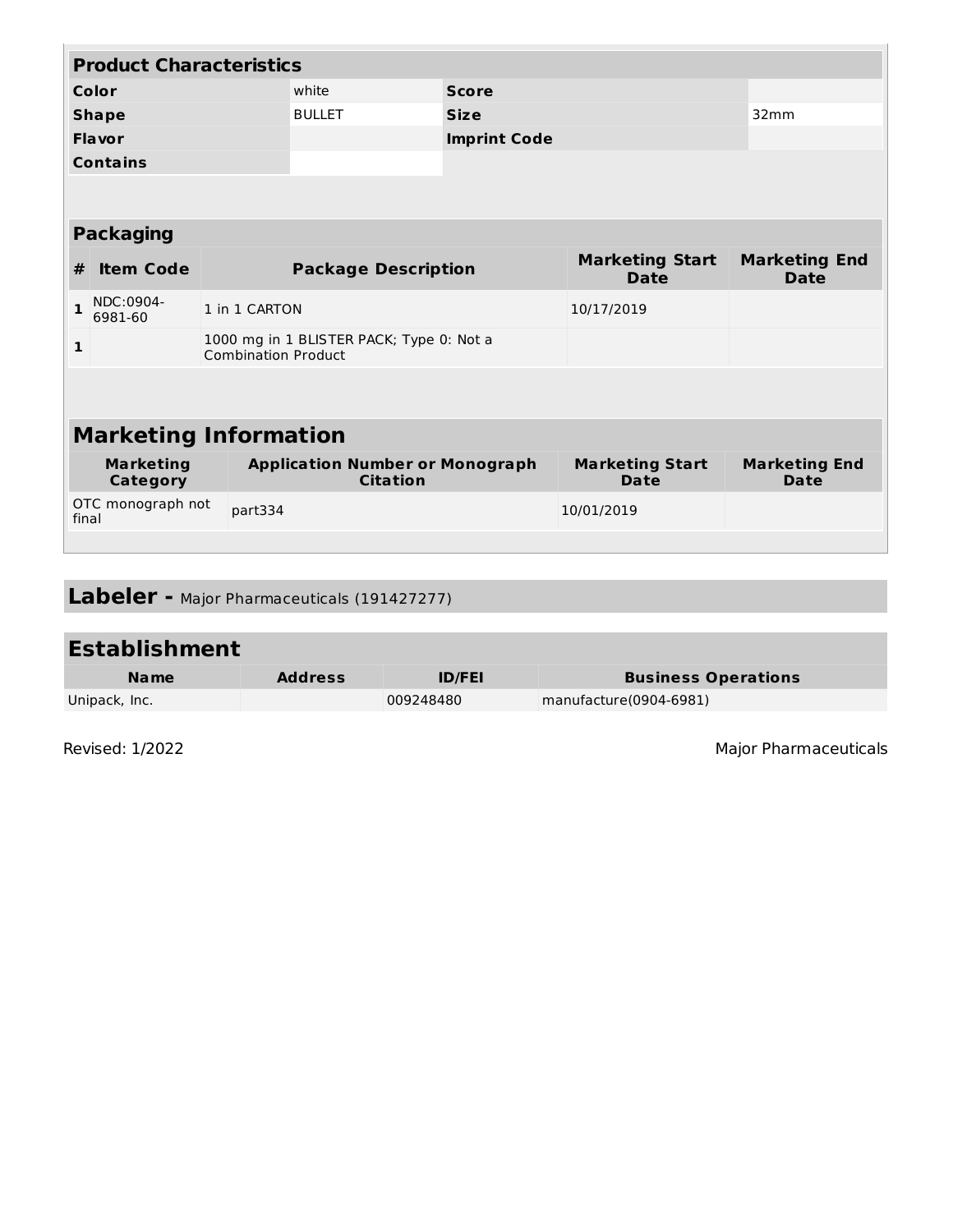| Product Characteristics | | | |
|---|---|---|---|
| **Color** | white | **Score** | |
| **Shape** | BULLET | **Size** | 32mm |
| **Flavor** | | **Imprint Code** | |
| **Contains** | | | |

## Packaging

| # | Item Code | Package Description | Marketing Start Date | Marketing End Date |
|---|---|---|---|---|
| 1 | NDC:0904-6981-60 | 1 in 1 CARTON | 10/17/2019 | |
| 1 | | 1000 mg in 1 BLISTER PACK; Type 0: Not a Combination Product | | |

## Marketing Information

| Marketing Category | Application Number or Monograph Citation | Marketing Start Date | Marketing End Date |
|---|---|---|---|
| OTC monograph not final | part334 | 10/01/2019 | |

## Labeler - Major Pharmaceuticals (191427277)

## Establishment

| Name | Address | ID/FEI | Business Operations |
|---|---|---|---|
| Unipack, Inc. | | 009248480 | manufacture(0904-6981) |

Revised: 1/2022

Major Pharmaceuticals